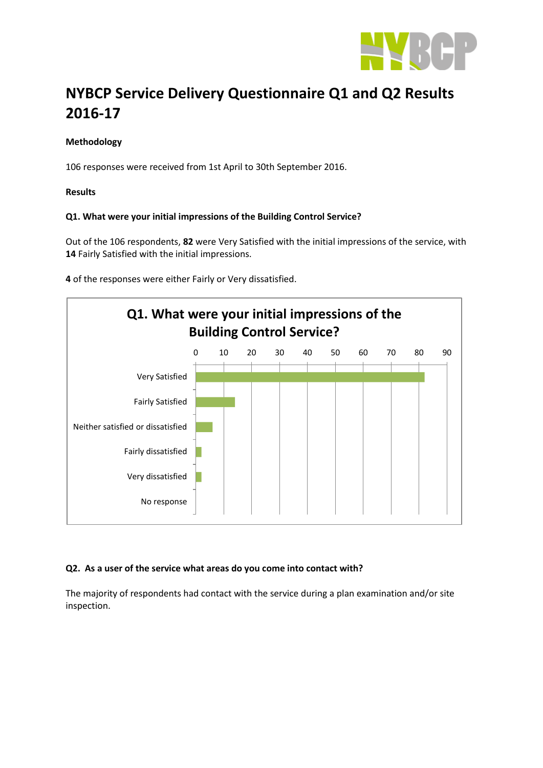# NYBCP Service Delivery Questionnaire Q1 and Q2 Results 2016-17

**Methodology**

106 responses were received from 1st April to 30th September 2016.

**Results**

**Q1. What were your initial impressions of the Building Control Service?**

Out of the 106 respondents, **82** were Very Satisfied with the initial impressions of the service, with **14** Fairly Satisfied with the initial impressions.

**4** of the responses were either Fairly or Very dissatisfied.

**Q1. What were your initial impressions of the Building Control Service?**

| Response | Count (approx.) |
| --- | --- |
| Very Satisfied | 82 |
| Fairly Satisfied | 14 |
| Neither satisfied or dissatisfied | 6 |
| Fairly dissatisfied | 2 |
| Very dissatisfied | 2 |
| No response | 0 |

**Q2. As a user of the service what areas do you come into contact with?**

The majority of respondents had contact with the service during a plan examination and/or site inspection.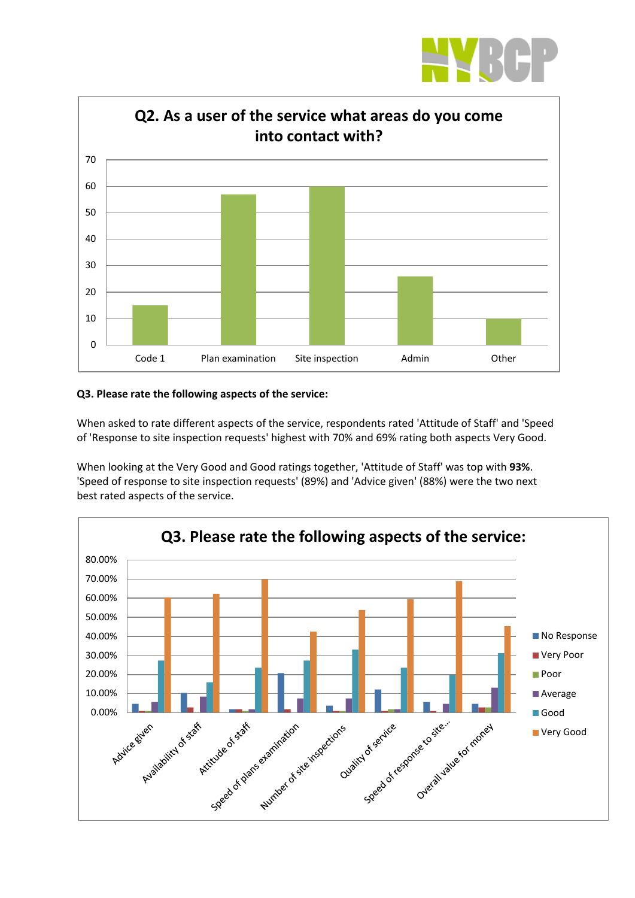**Q2. As a user of the service what areas do you come into contact with?**

| Area | Count |
|---|---|
| Code 1 | 15 |
| Plan examination | 57 |
| Site inspection | 60 |
| Admin | 26 |
| Other | 10 |

**Q3. Please rate the following aspects of the service:**

When asked to rate different aspects of the service, respondents rated 'Attitude of Staff' and 'Speed of 'Response to site inspection requests' highest with 70% and 69% rating both aspects Very Good.

When looking at the Very Good and Good ratings together, 'Attitude of Staff' was top with **93%**. 'Speed of response to site inspection requests' (89%) and 'Advice given' (88%) were the two next best rated aspects of the service.

**Q3. Please rate the following aspects of the service:**

Chart categories: Advice given, Availability of staff, Attitude of staff, Speed of plans examination, Number of site inspections, Quality of service, Speed of response to site..., Overall value for money

Legend: No Response, Very Poor, Poor, Average, Good, Very Good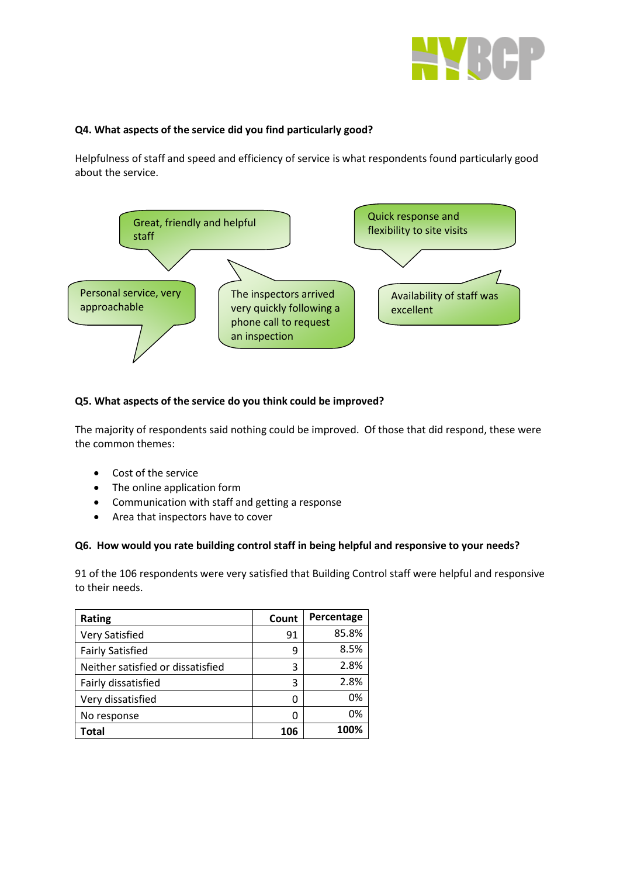**Q4. What aspects of the service did you find particularly good?**

Helpfulness of staff and speed and efficiency of service is what respondents found particularly good about the service.

Great, friendly and helpful staff

Quick response and flexibility to site visits

Personal service, very approachable

The inspectors arrived very quickly following a phone call to request an inspection

Availability of staff was excellent

**Q5. What aspects of the service do you think could be improved?**

The majority of respondents said nothing could be improved. Of those that did respond, these were the common themes:

- Cost of the service
- The online application form
- Communication with staff and getting a response
- Area that inspectors have to cover

**Q6. How would you rate building control staff in being helpful and responsive to your needs?**

91 of the 106 respondents were very satisfied that Building Control staff were helpful and responsive to their needs.

| Rating | Count | Percentage |
| --- | --- | --- |
| Very Satisfied | 91 | 85.8% |
| Fairly Satisfied | 9 | 8.5% |
| Neither satisfied or dissatisfied | 3 | 2.8% |
| Fairly dissatisfied | 3 | 2.8% |
| Very dissatisfied | 0 | 0% |
| No response | 0 | 0% |
| **Total** | **106** | **100%** |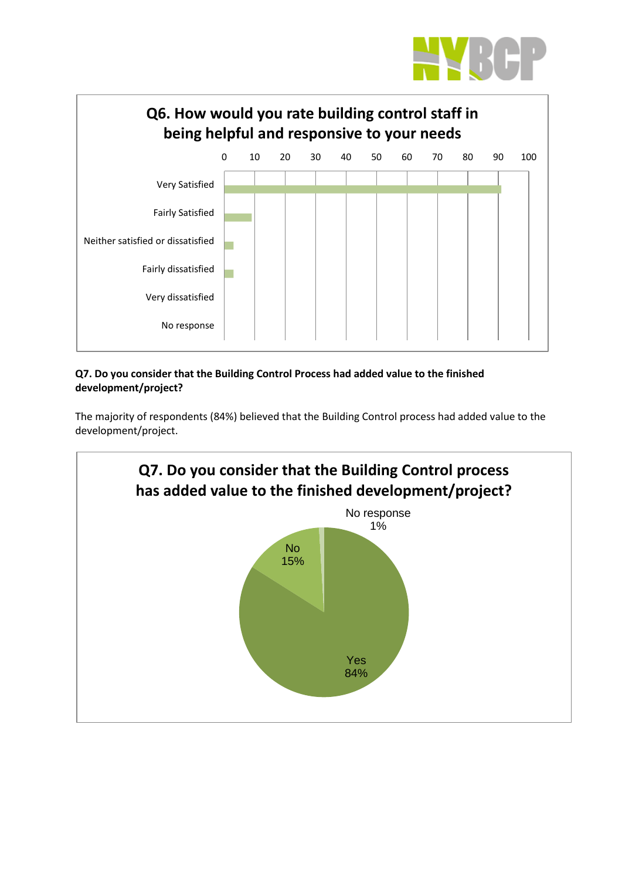**Q6. How would you rate building control staff in being helpful and responsive to your needs**

**Q7. Do you consider that the Building Control Process had added value to the finished development/project?**

The majority of respondents (84%) believed that the Building Control process had added value to the development/project.

**Q7. Do you consider that the Building Control process has added value to the finished development/project?**

No response 1%

No 15%

Yes 84%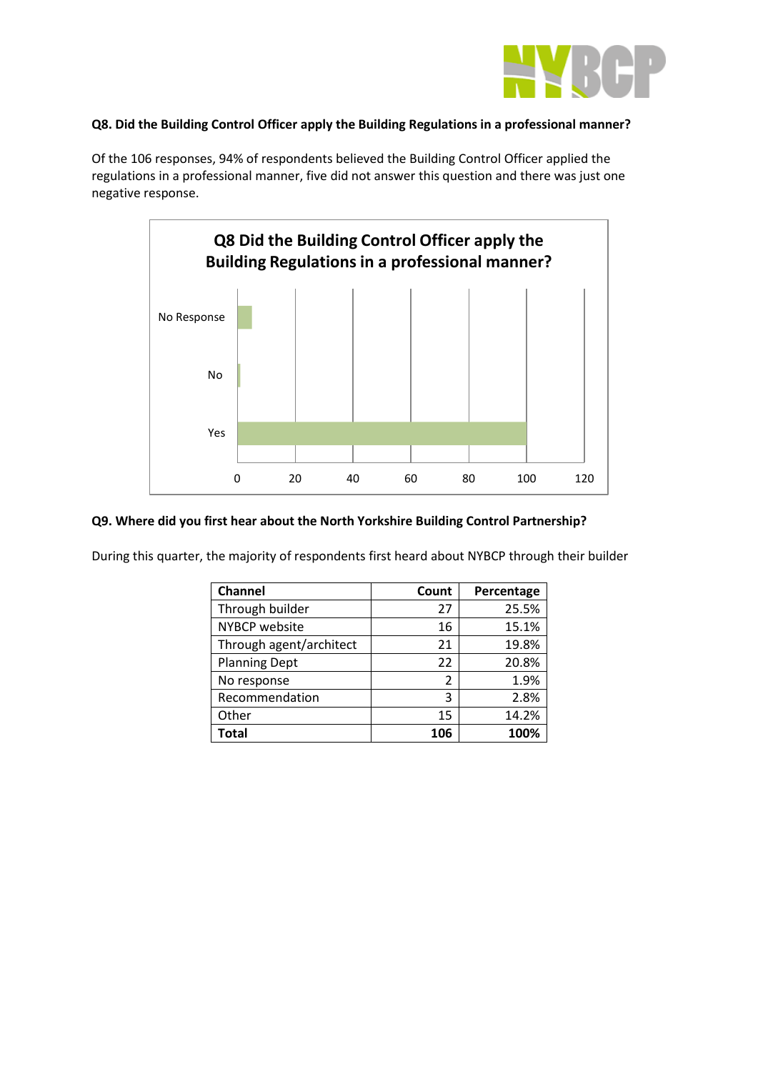**Q8. Did the Building Control Officer apply the Building Regulations in a professional manner?**

Of the 106 responses, 94% of respondents believed the Building Control Officer applied the regulations in a professional manner, five did not answer this question and there was just one negative response.

**Q8 Did the Building Control Officer apply the Building Regulations in a professional manner?**

No Response

No

Yes

0 20 40 60 80 100 120

**Q9. Where did you first hear about the North Yorkshire Building Control Partnership?**

During this quarter, the majority of respondents first heard about NYBCP through their builder

| Channel | Count | Percentage |
|---|---|---|
| Through builder | 27 | 25.5% |
| NYBCP website | 16 | 15.1% |
| Through agent/architect | 21 | 19.8% |
| Planning Dept | 22 | 20.8% |
| No response | 2 | 1.9% |
| Recommendation | 3 | 2.8% |
| Other | 15 | 14.2% |
| **Total** | **106** | **100%** |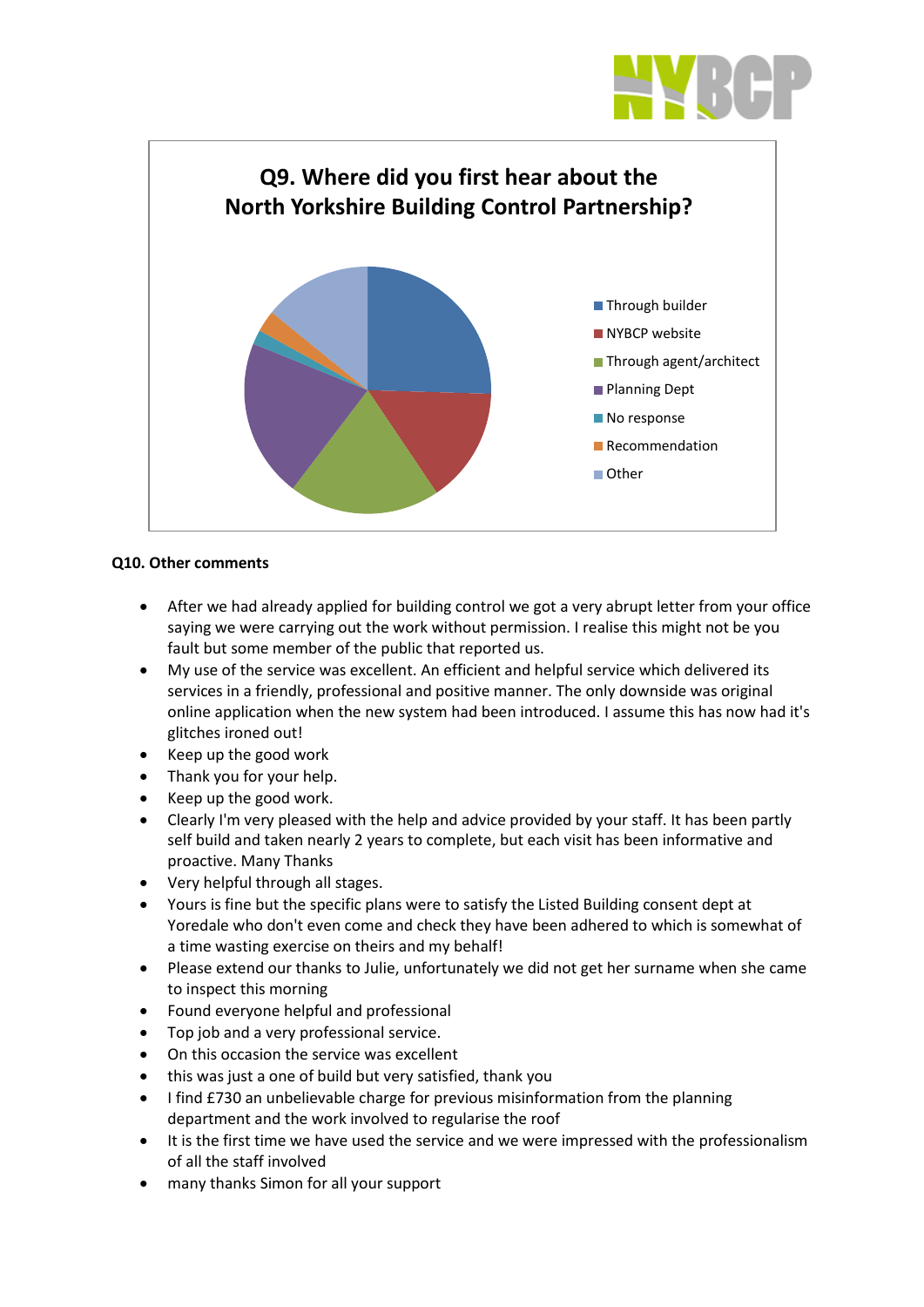**Q9. Where did you first hear about the North Yorkshire Building Control Partnership?**

- Through builder
- NYBCP website
- Through agent/architect
- Planning Dept
- No response
- Recommendation
- Other

**Q10. Other comments**

- After we had already applied for building control we got a very abrupt letter from your office saying we were carrying out the work without permission. I realise this might not be you fault but some member of the public that reported us.
- My use of the service was excellent. An efficient and helpful service which delivered its services in a friendly, professional and positive manner. The only downside was original online application when the new system had been introduced. I assume this has now had it's glitches ironed out!
- Keep up the good work
- Thank you for your help.
- Keep up the good work.
- Clearly I'm very pleased with the help and advice provided by your staff. It has been partly self build and taken nearly 2 years to complete, but each visit has been informative and proactive. Many Thanks
- Very helpful through all stages.
- Yours is fine but the specific plans were to satisfy the Listed Building consent dept at Yoredale who don't even come and check they have been adhered to which is somewhat of a time wasting exercise on theirs and my behalf!
- Please extend our thanks to Julie, unfortunately we did not get her surname when she came to inspect this morning
- Found everyone helpful and professional
- Top job and a very professional service.
- On this occasion the service was excellent
- this was just a one of build but very satisfied, thank you
- I find £730 an unbelievable charge for previous misinformation from the planning department and the work involved to regularise the roof
- It is the first time we have used the service and we were impressed with the professionalism of all the staff involved
- many thanks Simon for all your support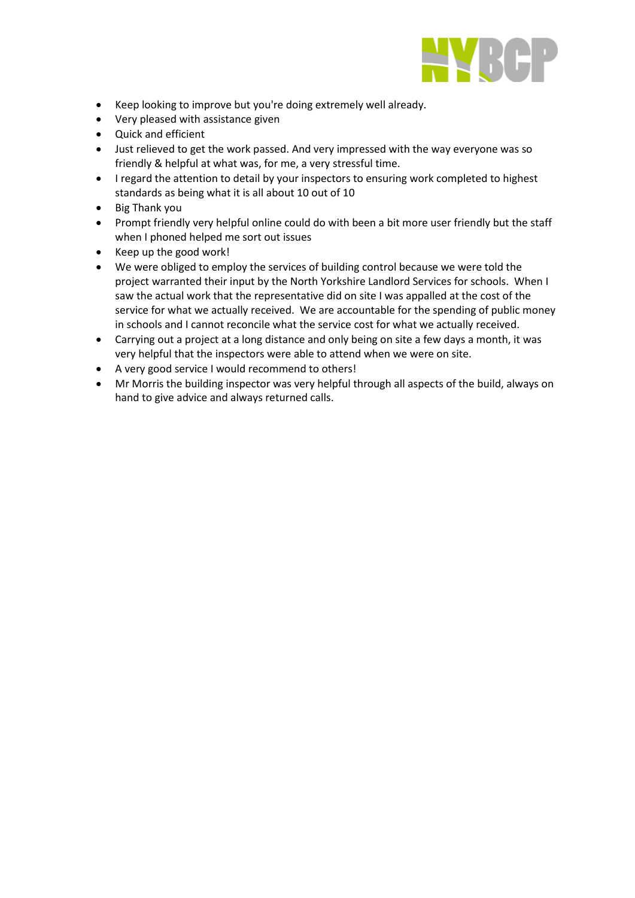- Keep looking to improve but you're doing extremely well already.
- Very pleased with assistance given
- Quick and efficient
- Just relieved to get the work passed. And very impressed with the way everyone was so friendly & helpful at what was, for me, a very stressful time.
- I regard the attention to detail by your inspectors to ensuring work completed to highest standards as being what it is all about 10 out of 10
- Big Thank you
- Prompt friendly very helpful online could do with been a bit more user friendly but the staff when I phoned helped me sort out issues
- Keep up the good work!
- We were obliged to employ the services of building control because we were told the project warranted their input by the North Yorkshire Landlord Services for schools. When I saw the actual work that the representative did on site I was appalled at the cost of the service for what we actually received. We are accountable for the spending of public money in schools and I cannot reconcile what the service cost for what we actually received.
- Carrying out a project at a long distance and only being on site a few days a month, it was very helpful that the inspectors were able to attend when we were on site.
- A very good service I would recommend to others!
- Mr Morris the building inspector was very helpful through all aspects of the build, always on hand to give advice and always returned calls.